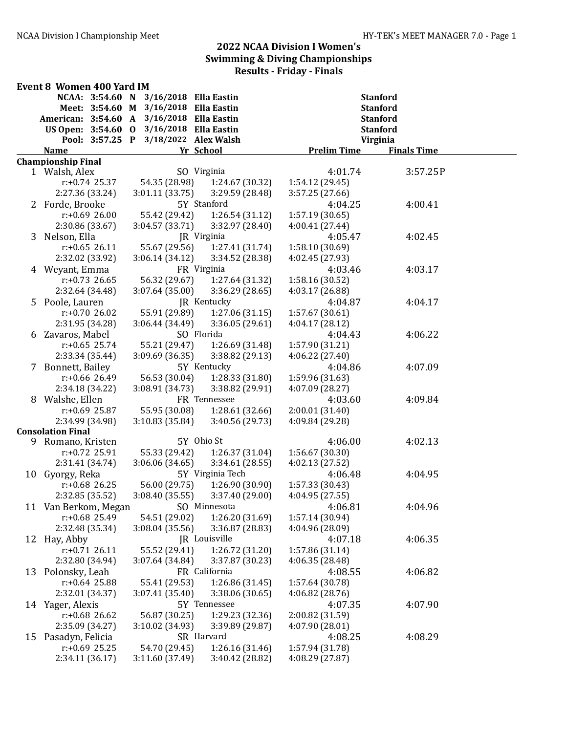# 2022 NCAA Division I Women's Swimming & Diving Championships

## Results - Friday - Finals

### Event 8 Women 400 Yard IM

| Record | Time | Code | Date | Name | School |
|---|---|---|---|---|---|
| NCAA: | 3:54.60 | N | 3/16/2018 | Ella Eastin | Stanford |
| Meet: | 3:54.60 | M | 3/16/2018 | Ella Eastin | Stanford |
| American: | 3:54.60 | A | 3/16/2018 | Ella Eastin | Stanford |
| US Open: | 3:54.60 | O | 3/16/2018 | Ella Eastin | Stanford |
| Pool: | 3:57.25 | P | 3/18/2022 | Alex Walsh | Virginia |

**Championship Final**

| Place | Name | Yr | School | Prelim Time | Finals Time |
|---|---|---|---|---|---|
| 1 | Walsh, Alex | SO | Virginia | 4:01.74 | 3:57.25P |
| | r:+0.74 25.37 | 54.35 (28.98) | 1:24.67 (30.32) | 1:54.12 (29.45) | |
| | 2:27.36 (33.24) | 3:01.11 (33.75) | 3:29.59 (28.48) | 3:57.25 (27.66) | |
| 2 | Forde, Brooke | 5Y | Stanford | 4:04.25 | 4:00.41 |
| | r:+0.69 26.00 | 55.42 (29.42) | 1:26.54 (31.12) | 1:57.19 (30.65) | |
| | 2:30.86 (33.67) | 3:04.57 (33.71) | 3:32.97 (28.40) | 4:00.41 (27.44) | |
| 3 | Nelson, Ella | JR | Virginia | 4:05.47 | 4:02.45 |
| | r:+0.65 26.11 | 55.67 (29.56) | 1:27.41 (31.74) | 1:58.10 (30.69) | |
| | 2:32.02 (33.92) | 3:06.14 (34.12) | 3:34.52 (28.38) | 4:02.45 (27.93) | |
| 4 | Weyant, Emma | FR | Virginia | 4:03.46 | 4:03.17 |
| | r:+0.73 26.65 | 56.32 (29.67) | 1:27.64 (31.32) | 1:58.16 (30.52) | |
| | 2:32.64 (34.48) | 3:07.64 (35.00) | 3:36.29 (28.65) | 4:03.17 (26.88) | |
| 5 | Poole, Lauren | JR | Kentucky | 4:04.87 | 4:04.17 |
| | r:+0.70 26.02 | 55.91 (29.89) | 1:27.06 (31.15) | 1:57.67 (30.61) | |
| | 2:31.95 (34.28) | 3:06.44 (34.49) | 3:36.05 (29.61) | 4:04.17 (28.12) | |
| 6 | Zavaros, Mabel | SO | Florida | 4:04.43 | 4:06.22 |
| | r:+0.65 25.74 | 55.21 (29.47) | 1:26.69 (31.48) | 1:57.90 (31.21) | |
| | 2:33.34 (35.44) | 3:09.69 (36.35) | 3:38.82 (29.13) | 4:06.22 (27.40) | |
| 7 | Bonnett, Bailey | 5Y | Kentucky | 4:04.86 | 4:07.09 |
| | r:+0.66 26.49 | 56.53 (30.04) | 1:28.33 (31.80) | 1:59.96 (31.63) | |
| | 2:34.18 (34.22) | 3:08.91 (34.73) | 3:38.82 (29.91) | 4:07.09 (28.27) | |
| 8 | Walshe, Ellen | FR | Tennessee | 4:03.60 | 4:09.84 |
| | r:+0.69 25.87 | 55.95 (30.08) | 1:28.61 (32.66) | 2:00.01 (31.40) | |
| | 2:34.99 (34.98) | 3:10.83 (35.84) | 3:40.56 (29.73) | 4:09.84 (29.28) | |

**Consolation Final**

| Place | Name | Yr | School | Prelim Time | Finals Time |
|---|---|---|---|---|---|
| 9 | Romano, Kristen | 5Y | Ohio St | 4:06.00 | 4:02.13 |
| | r:+0.72 25.91 | 55.33 (29.42) | 1:26.37 (31.04) | 1:56.67 (30.30) | |
| | 2:31.41 (34.74) | 3:06.06 (34.65) | 3:34.61 (28.55) | 4:02.13 (27.52) | |
| 10 | Gyorgy, Reka | 5Y | Virginia Tech | 4:06.48 | 4:04.95 |
| | r:+0.68 26.25 | 56.00 (29.75) | 1:26.90 (30.90) | 1:57.33 (30.43) | |
| | 2:32.85 (35.52) | 3:08.40 (35.55) | 3:37.40 (29.00) | 4:04.95 (27.55) | |
| 11 | Van Berkom, Megan | SO | Minnesota | 4:06.81 | 4:04.96 |
| | r:+0.68 25.49 | 54.51 (29.02) | 1:26.20 (31.69) | 1:57.14 (30.94) | |
| | 2:32.48 (35.34) | 3:08.04 (35.56) | 3:36.87 (28.83) | 4:04.96 (28.09) | |
| 12 | Hay, Abby | JR | Louisville | 4:07.18 | 4:06.35 |
| | r:+0.71 26.11 | 55.52 (29.41) | 1:26.72 (31.20) | 1:57.86 (31.14) | |
| | 2:32.80 (34.94) | 3:07.64 (34.84) | 3:37.87 (30.23) | 4:06.35 (28.48) | |
| 13 | Polonsky, Leah | FR | California | 4:08.55 | 4:06.82 |
| | r:+0.64 25.88 | 55.41 (29.53) | 1:26.86 (31.45) | 1:57.64 (30.78) | |
| | 2:32.01 (34.37) | 3:07.41 (35.40) | 3:38.06 (30.65) | 4:06.82 (28.76) | |
| 14 | Yager, Alexis | 5Y | Tennessee | 4:07.35 | 4:07.90 |
| | r:+0.68 26.62 | 56.87 (30.25) | 1:29.23 (32.36) | 2:00.82 (31.59) | |
| | 2:35.09 (34.27) | 3:10.02 (34.93) | 3:39.89 (29.87) | 4:07.90 (28.01) | |
| 15 | Pasadyn, Felicia | SR | Harvard | 4:08.25 | 4:08.29 |
| | r:+0.69 25.25 | 54.70 (29.45) | 1:26.16 (31.46) | 1:57.94 (31.78) | |
| | 2:34.11 (36.17) | 3:11.60 (37.49) | 3:40.42 (28.82) | 4:08.29 (27.87) | |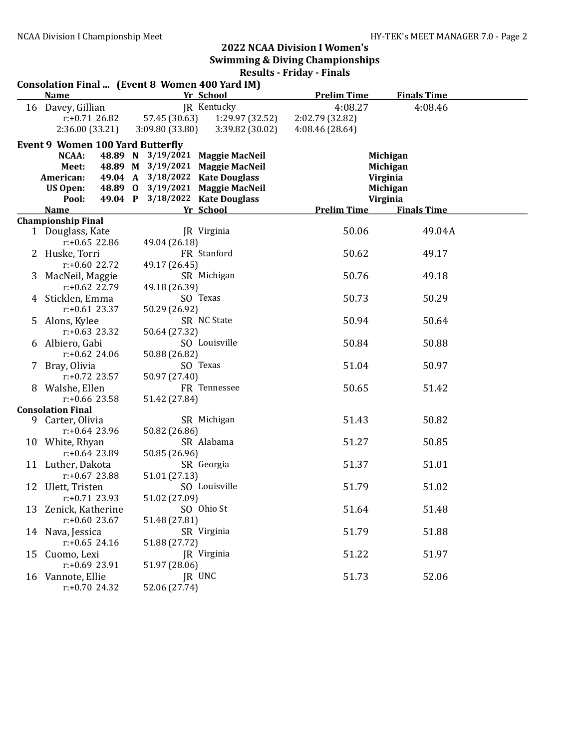## 2022 NCAA Division I Women's Swimming & Diving Championships

### Results - Friday - Finals

**Consolation Final ... (Event 8 Women 400 Yard IM)**

| | Name | Yr | School | Prelim Time | Finals Time |
|---|---|---|---|---|---|
| 16 | Davey, Gillian | JR | Kentucky | 4:08.27 | 4:08.46 |

r:+0.71 26.82 57.45 (30.63) 1:29.97 (32.52) 2:02.79 (32.82)
2:36.00 (33.21) 3:09.80 (33.80) 3:39.82 (30.02) 4:08.46 (28.64)

### Event 9 Women 100 Yard Butterfly

| | Time | | Date | Name | School |
|---|---|---|---|---|---|
| NCAA: | 48.89 | N | 3/19/2021 | Maggie MacNeil | Michigan |
| Meet: | 48.89 | M | 3/19/2021 | Maggie MacNeil | Michigan |
| American: | 49.04 | A | 3/18/2022 | Kate Douglass | Virginia |
| US Open: | 48.89 | O | 3/19/2021 | Maggie MacNeil | Michigan |
| Pool: | 49.04 | P | 3/18/2022 | Kate Douglass | Virginia |

| | Name | Yr | School | Prelim Time | Finals Time | Splits |
|---|---|---|---|---|---|---|
| **Championship Final** | | | | | | |
| 1 | Douglass, Kate | JR | Virginia | 50.06 | 49.04A | r:+0.65 22.86 49.04 (26.18) |
| 2 | Huske, Torri | FR | Stanford | 50.62 | 49.17 | r:+0.60 22.72 49.17 (26.45) |
| 3 | MacNeil, Maggie | SR | Michigan | 50.76 | 49.18 | r:+0.62 22.79 49.18 (26.39) |
| 4 | Sticklen, Emma | SO | Texas | 50.73 | 50.29 | r:+0.61 23.37 50.29 (26.92) |
| 5 | Alons, Kylee | SR | NC State | 50.94 | 50.64 | r:+0.63 23.32 50.64 (27.32) |
| 6 | Albiero, Gabi | SO | Louisville | 50.84 | 50.88 | r:+0.62 24.06 50.88 (26.82) |
| 7 | Bray, Olivia | SO | Texas | 51.04 | 50.97 | r:+0.72 23.57 50.97 (27.40) |
| 8 | Walshe, Ellen | FR | Tennessee | 50.65 | 51.42 | r:+0.66 23.58 51.42 (27.84) |
| **Consolation Final** | | | | | | |
| 9 | Carter, Olivia | SR | Michigan | 51.43 | 50.82 | r:+0.64 23.96 50.82 (26.86) |
| 10 | White, Rhyan | SR | Alabama | 51.27 | 50.85 | r:+0.64 23.89 50.85 (26.96) |
| 11 | Luther, Dakota | SR | Georgia | 51.37 | 51.01 | r:+0.67 23.88 51.01 (27.13) |
| 12 | Ulett, Tristen | SO | Louisville | 51.79 | 51.02 | r:+0.71 23.93 51.02 (27.09) |
| 13 | Zenick, Katherine | SO | Ohio St | 51.64 | 51.48 | r:+0.60 23.67 51.48 (27.81) |
| 14 | Nava, Jessica | SR | Virginia | 51.79 | 51.88 | r:+0.65 24.16 51.88 (27.72) |
| 15 | Cuomo, Lexi | JR | Virginia | 51.22 | 51.97 | r:+0.69 23.91 51.97 (28.06) |
| 16 | Vannote, Ellie | JR | UNC | 51.73 | 52.06 | r:+0.70 24.32 52.06 (27.74) |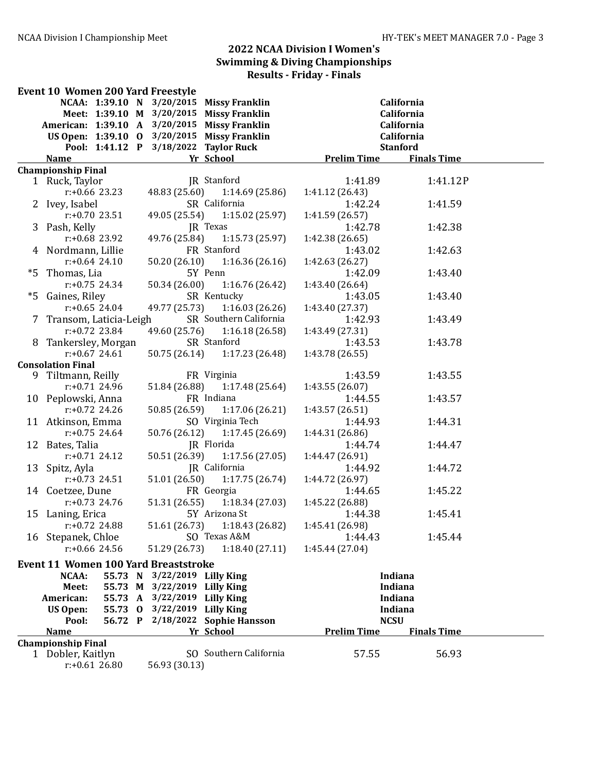## 2022 NCAA Division I Women's Swimming & Diving Championships

### Results - Friday - Finals

### Event 10 Women 200 Yard Freestyle

| Record | Time | Code | Date | Name | School |
|---|---|---|---|---|---|
| NCAA: | 1:39.10 | N | 3/20/2015 | Missy Franklin | California |
| Meet: | 1:39.10 | M | 3/20/2015 | Missy Franklin | California |
| American: | 1:39.10 | A | 3/20/2015 | Missy Franklin | California |
| US Open: | 1:39.10 | O | 3/20/2015 | Missy Franklin | California |
| Pool: | 1:41.12 | P | 3/18/2022 | Taylor Ruck | Stanford |

| | Name | Yr | School | Prelim Time | Finals Time |
|---|---|---|---|---|---|
| **Championship Final** | | | | | |
| 1 | Ruck, Taylor | JR | Stanford | 1:41.89 | 1:41.12P |
| | r:+0.66 23.23 | 48.83 (25.60) | 1:14.69 (25.86) | 1:41.12 (26.43) | |
| 2 | Ivey, Isabel | SR | California | 1:42.24 | 1:41.59 |
| | r:+0.70 23.51 | 49.05 (25.54) | 1:15.02 (25.97) | 1:41.59 (26.57) | |
| 3 | Pash, Kelly | JR | Texas | 1:42.78 | 1:42.38 |
| | r:+0.68 23.92 | 49.76 (25.84) | 1:15.73 (25.97) | 1:42.38 (26.65) | |
| 4 | Nordmann, Lillie | FR | Stanford | 1:43.02 | 1:42.63 |
| | r:+0.64 24.10 | 50.20 (26.10) | 1:16.36 (26.16) | 1:42.63 (26.27) | |
| *5 | Thomas, Lia | 5Y | Penn | 1:42.09 | 1:43.40 |
| | r:+0.75 24.34 | 50.34 (26.00) | 1:16.76 (26.42) | 1:43.40 (26.64) | |
| *5 | Gaines, Riley | SR | Kentucky | 1:43.05 | 1:43.40 |
| | r:+0.65 24.04 | 49.77 (25.73) | 1:16.03 (26.26) | 1:43.40 (27.37) | |
| 7 | Transom, Laticia-Leigh | SR | Southern California | 1:42.93 | 1:43.49 |
| | r:+0.72 23.84 | 49.60 (25.76) | 1:16.18 (26.58) | 1:43.49 (27.31) | |
| 8 | Tankersley, Morgan | SR | Stanford | 1:43.53 | 1:43.78 |
| | r:+0.67 24.61 | 50.75 (26.14) | 1:17.23 (26.48) | 1:43.78 (26.55) | |
| **Consolation Final** | | | | | |
| 9 | Tiltmann, Reilly | FR | Virginia | 1:43.59 | 1:43.55 |
| | r:+0.71 24.96 | 51.84 (26.88) | 1:17.48 (25.64) | 1:43.55 (26.07) | |
| 10 | Peplowski, Anna | FR | Indiana | 1:44.55 | 1:43.57 |
| | r:+0.72 24.26 | 50.85 (26.59) | 1:17.06 (26.21) | 1:43.57 (26.51) | |
| 11 | Atkinson, Emma | SO | Virginia Tech | 1:44.93 | 1:44.31 |
| | r:+0.75 24.64 | 50.76 (26.12) | 1:17.45 (26.69) | 1:44.31 (26.86) | |
| 12 | Bates, Talia | JR | Florida | 1:44.74 | 1:44.47 |
| | r:+0.71 24.12 | 50.51 (26.39) | 1:17.56 (27.05) | 1:44.47 (26.91) | |
| 13 | Spitz, Ayla | JR | California | 1:44.92 | 1:44.72 |
| | r:+0.73 24.51 | 51.01 (26.50) | 1:17.75 (26.74) | 1:44.72 (26.97) | |
| 14 | Coetzee, Dune | FR | Georgia | 1:44.65 | 1:45.22 |
| | r:+0.73 24.76 | 51.31 (26.55) | 1:18.34 (27.03) | 1:45.22 (26.88) | |
| 15 | Laning, Erica | 5Y | Arizona St | 1:44.38 | 1:45.41 |
| | r:+0.72 24.88 | 51.61 (26.73) | 1:18.43 (26.82) | 1:45.41 (26.98) | |
| 16 | Stepanek, Chloe | SO | Texas A&M | 1:44.43 | 1:45.44 |
| | r:+0.66 24.56 | 51.29 (26.73) | 1:18.40 (27.11) | 1:45.44 (27.04) | |

### Event 11 Women 100 Yard Breaststroke

| Record | Time | Code | Date | Name | School |
|---|---|---|---|---|---|
| NCAA: | 55.73 | N | 3/22/2019 | Lilly King | Indiana |
| Meet: | 55.73 | M | 3/22/2019 | Lilly King | Indiana |
| American: | 55.73 | A | 3/22/2019 | Lilly King | Indiana |
| US Open: | 55.73 | O | 3/22/2019 | Lilly King | Indiana |
| Pool: | 56.72 | P | 2/18/2022 | Sophie Hansson | NCSU |

| | Name | Yr | School | Prelim Time | Finals Time |
|---|---|---|---|---|---|
| **Championship Final** | | | | | |
| 1 | Dobler, Kaitlyn | SO | Southern California | 57.55 | 56.93 |
| | r:+0.61 26.80 | 56.93 (30.13) | | | |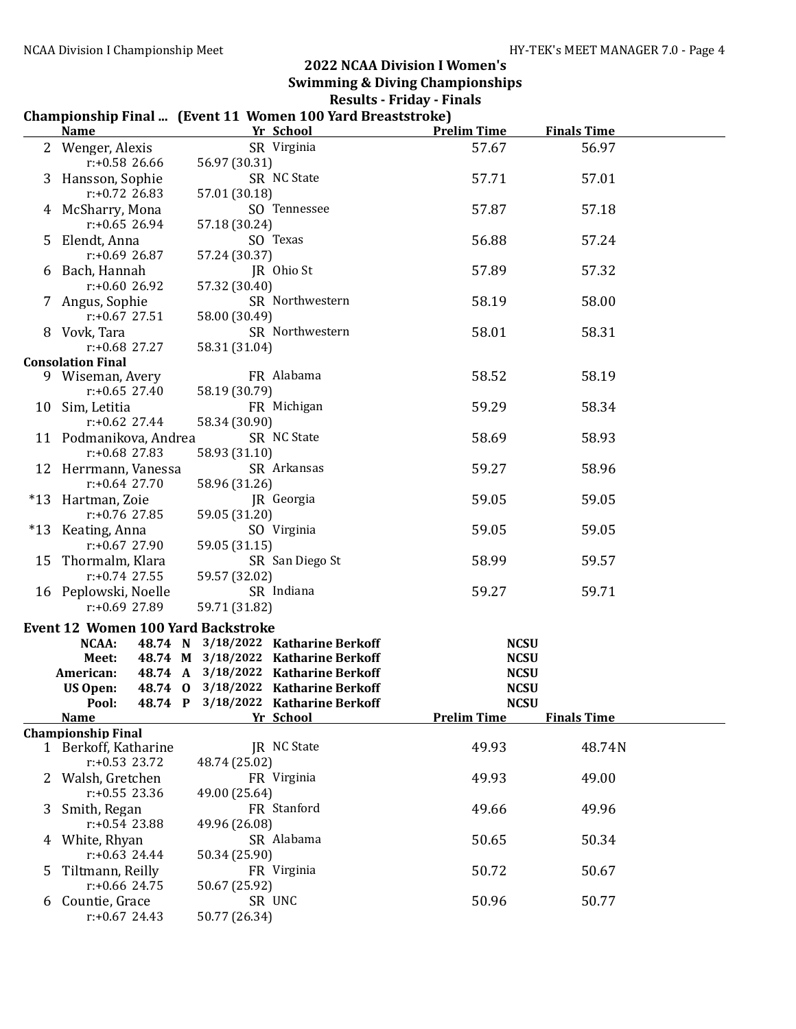# 2022 NCAA Division I Women's Swimming & Diving Championships

## Results - Friday - Finals

### Championship Final ... (Event 11 Women 100 Yard Breaststroke)

| | Name | Yr | School | Prelim Time | Finals Time |
|---|---|---|---|---|---|
| 2 | Wenger, Alexis | SR | Virginia | 57.67 | 56.97 |
| | r:+0.58 26.66 | 56.97 (30.31) | | | |
| 3 | Hansson, Sophie | SR | NC State | 57.71 | 57.01 |
| | r:+0.72 26.83 | 57.01 (30.18) | | | |
| 4 | McSharry, Mona | SO | Tennessee | 57.87 | 57.18 |
| | r:+0.65 26.94 | 57.18 (30.24) | | | |
| 5 | Elendt, Anna | SO | Texas | 56.88 | 57.24 |
| | r:+0.69 26.87 | 57.24 (30.37) | | | |
| 6 | Bach, Hannah | JR | Ohio St | 57.89 | 57.32 |
| | r:+0.60 26.92 | 57.32 (30.40) | | | |
| 7 | Angus, Sophie | SR | Northwestern | 58.19 | 58.00 |
| | r:+0.67 27.51 | 58.00 (30.49) | | | |
| 8 | Vovk, Tara | SR | Northwestern | 58.01 | 58.31 |
| | r:+0.68 27.27 | 58.31 (31.04) | | | |
| **Consolation Final** | | | | | |
| 9 | Wiseman, Avery | FR | Alabama | 58.52 | 58.19 |
| | r:+0.65 27.40 | 58.19 (30.79) | | | |
| 10 | Sim, Letitia | FR | Michigan | 59.29 | 58.34 |
| | r:+0.62 27.44 | 58.34 (30.90) | | | |
| 11 | Podmanikova, Andrea | SR | NC State | 58.69 | 58.93 |
| | r:+0.68 27.83 | 58.93 (31.10) | | | |
| 12 | Herrmann, Vanessa | SR | Arkansas | 59.27 | 58.96 |
| | r:+0.64 27.70 | 58.96 (31.26) | | | |
| *13 | Hartman, Zoie | JR | Georgia | 59.05 | 59.05 |
| | r:+0.76 27.85 | 59.05 (31.20) | | | |
| *13 | Keating, Anna | SO | Virginia | 59.05 | 59.05 |
| | r:+0.67 27.90 | 59.05 (31.15) | | | |
| 15 | Thormalm, Klara | SR | San Diego St | 58.99 | 59.57 |
| | r:+0.74 27.55 | 59.57 (32.02) | | | |
| 16 | Peplowski, Noelle | SR | Indiana | 59.27 | 59.71 |
| | r:+0.69 27.89 | 59.71 (31.82) | | | |

### Event 12 Women 100 Yard Backstroke

| Record | Time | Code | Date | Name | School |
|---|---|---|---|---|---|
| **NCAA:** | **48.74** | **N** | **3/18/2022** | **Katharine Berkoff** | **NCSU** |
| **Meet:** | **48.74** | **M** | **3/18/2022** | **Katharine Berkoff** | **NCSU** |
| **American:** | **48.74** | **A** | **3/18/2022** | **Katharine Berkoff** | **NCSU** |
| **US Open:** | **48.74** | **O** | **3/18/2022** | **Katharine Berkoff** | **NCSU** |
| **Pool:** | **48.74** | **P** | **3/18/2022** | **Katharine Berkoff** | **NCSU** |

| | Name | Yr | School | Prelim Time | Finals Time |
|---|---|---|---|---|---|
| **Championship Final** | | | | | |
| 1 | Berkoff, Katharine | JR | NC State | 49.93 | 48.74N |
| | r:+0.53 23.72 | 48.74 (25.02) | | | |
| 2 | Walsh, Gretchen | FR | Virginia | 49.93 | 49.00 |
| | r:+0.55 23.36 | 49.00 (25.64) | | | |
| 3 | Smith, Regan | FR | Stanford | 49.66 | 49.96 |
| | r:+0.54 23.88 | 49.96 (26.08) | | | |
| 4 | White, Rhyan | SR | Alabama | 50.65 | 50.34 |
| | r:+0.63 24.44 | 50.34 (25.90) | | | |
| 5 | Tiltmann, Reilly | FR | Virginia | 50.72 | 50.67 |
| | r:+0.66 24.75 | 50.67 (25.92) | | | |
| 6 | Countie, Grace | SR | UNC | 50.96 | 50.77 |
| | r:+0.67 24.43 | 50.77 (26.34) | | | |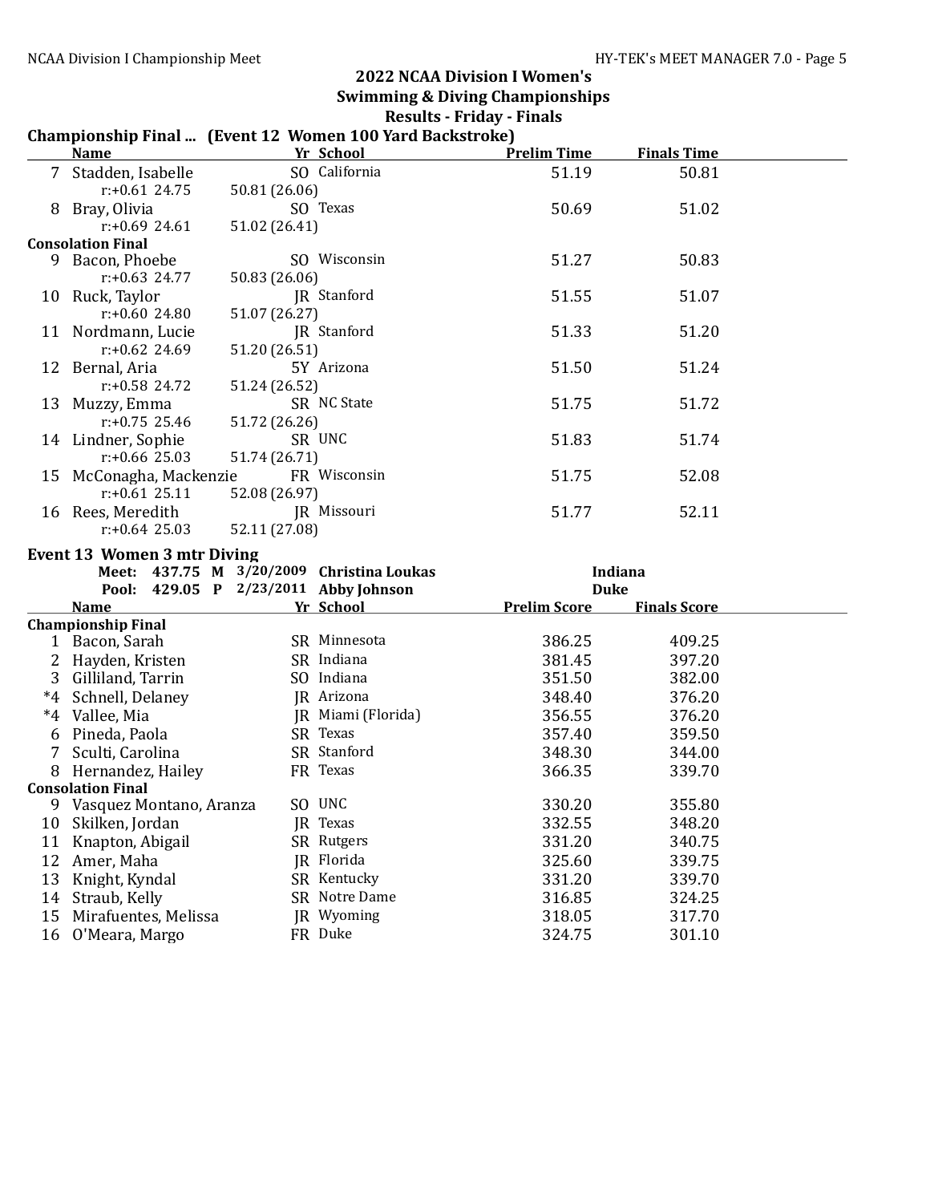## 2022 NCAA Division I Women's Swimming & Diving Championships

### Results - Friday - Finals

**Championship Final ... (Event 12 Women 100 Yard Backstroke)**

| | Name | Yr | School | Prelim Time | Finals Time |
|---|---|---|---|---|---|
| 7 | Stadden, Isabelle | SO | California | 51.19 | 50.81 |
| | r:+0.61 24.75 | 50.81 (26.06) | | | |
| 8 | Bray, Olivia | SO | Texas | 50.69 | 51.02 |
| | r:+0.69 24.61 | 51.02 (26.41) | | | |
| **Consolation Final** | | | | | |
| 9 | Bacon, Phoebe | SO | Wisconsin | 51.27 | 50.83 |
| | r:+0.63 24.77 | 50.83 (26.06) | | | |
| 10 | Ruck, Taylor | JR | Stanford | 51.55 | 51.07 |
| | r:+0.60 24.80 | 51.07 (26.27) | | | |
| 11 | Nordmann, Lucie | JR | Stanford | 51.33 | 51.20 |
| | r:+0.62 24.69 | 51.20 (26.51) | | | |
| 12 | Bernal, Aria | 5Y | Arizona | 51.50 | 51.24 |
| | r:+0.58 24.72 | 51.24 (26.52) | | | |
| 13 | Muzzy, Emma | SR | NC State | 51.75 | 51.72 |
| | r:+0.75 25.46 | 51.72 (26.26) | | | |
| 14 | Lindner, Sophie | SR | UNC | 51.83 | 51.74 |
| | r:+0.66 25.03 | 51.74 (26.71) | | | |
| 15 | McConagha, Mackenzie | FR | Wisconsin | 51.75 | 52.08 |
| | r:+0.61 25.11 | 52.08 (26.97) | | | |
| 16 | Rees, Meredith | JR | Missouri | 51.77 | 52.11 |
| | r:+0.64 25.03 | 52.11 (27.08) | | | |

### Event 13 Women 3 mtr Diving

**Meet: 437.75 M 3/20/2009 Christina Loukas — Indiana**
**Pool: 429.05 P 2/23/2011 Abby Johnson — Duke**

| | Name | Yr | School | Prelim Score | Finals Score |
|---|---|---|---|---|---|
| **Championship Final** | | | | | |
| 1 | Bacon, Sarah | SR | Minnesota | 386.25 | 409.25 |
| 2 | Hayden, Kristen | SR | Indiana | 381.45 | 397.20 |
| 3 | Gilliland, Tarrin | SO | Indiana | 351.50 | 382.00 |
| *4 | Schnell, Delaney | JR | Arizona | 348.40 | 376.20 |
| *4 | Vallee, Mia | JR | Miami (Florida) | 356.55 | 376.20 |
| 6 | Pineda, Paola | SR | Texas | 357.40 | 359.50 |
| 7 | Sculti, Carolina | SR | Stanford | 348.30 | 344.00 |
| 8 | Hernandez, Hailey | FR | Texas | 366.35 | 339.70 |
| **Consolation Final** | | | | | |
| 9 | Vasquez Montano, Aranza | SO | UNC | 330.20 | 355.80 |
| 10 | Skilken, Jordan | JR | Texas | 332.55 | 348.20 |
| 11 | Knapton, Abigail | SR | Rutgers | 331.20 | 340.75 |
| 12 | Amer, Maha | JR | Florida | 325.60 | 339.75 |
| 13 | Knight, Kyndal | SR | Kentucky | 331.20 | 339.70 |
| 14 | Straub, Kelly | SR | Notre Dame | 316.85 | 324.25 |
| 15 | Mirafuentes, Melissa | JR | Wyoming | 318.05 | 317.70 |
| 16 | O'Meara, Margo | FR | Duke | 324.75 | 301.10 |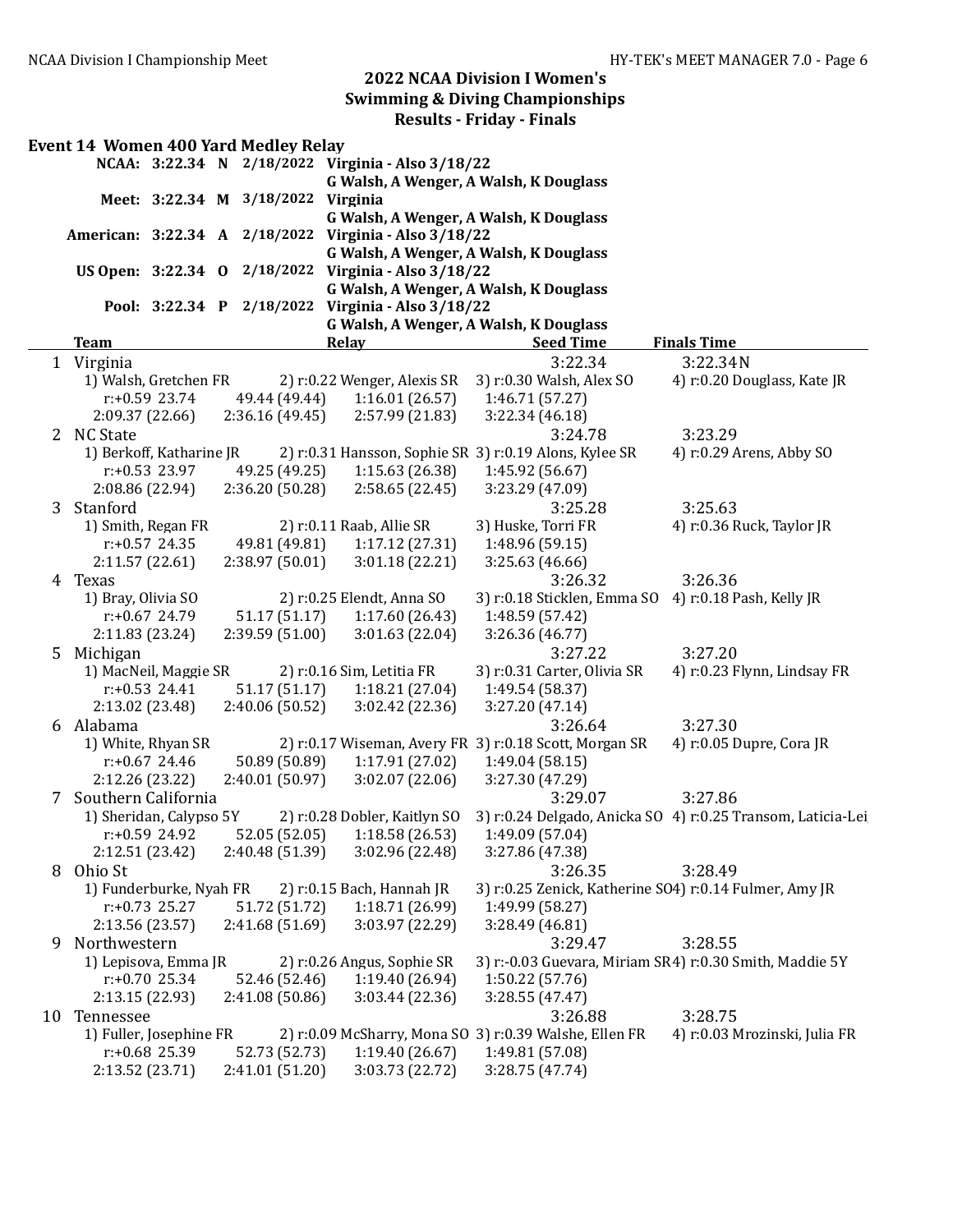## 2022 NCAA Division I Women's Swimming & Diving Championships

### Results - Friday - Finals

**Event 14 Women 400 Yard Medley Relay**

| Record | Time | | Date | Team / Swimmers |
|---|---|---|---|---|
| NCAA: | 3:22.34 | N | 2/18/2022 | Virginia - Also 3/18/22<br>G Walsh, A Wenger, A Walsh, K Douglass |
| Meet: | 3:22.34 | M | 3/18/2022 | Virginia<br>G Walsh, A Wenger, A Walsh, K Douglass |
| American: | 3:22.34 | A | 2/18/2022 | Virginia - Also 3/18/22<br>G Walsh, A Wenger, A Walsh, K Douglass |
| US Open: | 3:22.34 | O | 2/18/2022 | Virginia - Also 3/18/22<br>G Walsh, A Wenger, A Walsh, K Douglass |
| Pool: | 3:22.34 | P | 2/18/2022 | Virginia - Also 3/18/22<br>G Walsh, A Wenger, A Walsh, K Douglass |

| | Team | Relay | Seed Time | Finals Time |
|---|---|---|---|---|
| 1 | Virginia | | 3:22.34 | 3:22.34N |
| | 1) Walsh, Gretchen FR | 2) r:0.22 Wenger, Alexis SR | 3) r:0.30 Walsh, Alex SO | 4) r:0.20 Douglass, Kate JR |
| | r:+0.59 23.74 | 49.44 (49.44) | 1:16.01 (26.57) | 1:46.71 (57.27) |
| | 2:09.37 (22.66) | 2:36.16 (49.45) | 2:57.99 (21.83) | 3:22.34 (46.18) |
| 2 | NC State | | 3:24.78 | 3:23.29 |
| | 1) Berkoff, Katharine JR | 2) r:0.31 Hansson, Sophie SR | 3) r:0.19 Alons, Kylee SR | 4) r:0.29 Arens, Abby SO |
| | r:+0.53 23.97 | 49.25 (49.25) | 1:15.63 (26.38) | 1:45.92 (56.67) |
| | 2:08.86 (22.94) | 2:36.20 (50.28) | 2:58.65 (22.45) | 3:23.29 (47.09) |
| 3 | Stanford | | 3:25.28 | 3:25.63 |
| | 1) Smith, Regan FR | 2) r:0.11 Raab, Allie SR | 3) Huske, Torri FR | 4) r:0.36 Ruck, Taylor JR |
| | r:+0.57 24.35 | 49.81 (49.81) | 1:17.12 (27.31) | 1:48.96 (59.15) |
| | 2:11.57 (22.61) | 2:38.97 (50.01) | 3:01.18 (22.21) | 3:25.63 (46.66) |
| 4 | Texas | | 3:26.32 | 3:26.36 |
| | 1) Bray, Olivia SO | 2) r:0.25 Elendt, Anna SO | 3) r:0.18 Sticklen, Emma SO | 4) r:0.18 Pash, Kelly JR |
| | r:+0.67 24.79 | 51.17 (51.17) | 1:17.60 (26.43) | 1:48.59 (57.42) |
| | 2:11.83 (23.24) | 2:39.59 (51.00) | 3:01.63 (22.04) | 3:26.36 (46.77) |
| 5 | Michigan | | 3:27.22 | 3:27.20 |
| | 1) MacNeil, Maggie SR | 2) r:0.16 Sim, Letitia FR | 3) r:0.31 Carter, Olivia SR | 4) r:0.23 Flynn, Lindsay FR |
| | r:+0.53 24.41 | 51.17 (51.17) | 1:18.21 (27.04) | 1:49.54 (58.37) |
| | 2:13.02 (23.48) | 2:40.06 (50.52) | 3:02.42 (22.36) | 3:27.20 (47.14) |
| 6 | Alabama | | 3:26.64 | 3:27.30 |
| | 1) White, Rhyan SR | 2) r:0.17 Wiseman, Avery FR | 3) r:0.18 Scott, Morgan SR | 4) r:0.05 Dupre, Cora JR |
| | r:+0.67 24.46 | 50.89 (50.89) | 1:17.91 (27.02) | 1:49.04 (58.15) |
| | 2:12.26 (23.22) | 2:40.01 (50.97) | 3:02.07 (22.06) | 3:27.30 (47.29) |
| 7 | Southern California | | 3:29.07 | 3:27.86 |
| | 1) Sheridan, Calypso 5Y | 2) r:0.28 Dobler, Kaitlyn SO | 3) r:0.24 Delgado, Anicka SO | 4) r:0.25 Transom, Laticia-Lei |
| | r:+0.59 24.92 | 52.05 (52.05) | 1:18.58 (26.53) | 1:49.09 (57.04) |
| | 2:12.51 (23.42) | 2:40.48 (51.39) | 3:02.96 (22.48) | 3:27.86 (47.38) |
| 8 | Ohio St | | 3:26.35 | 3:28.49 |
| | 1) Funderburke, Nyah FR | 2) r:0.15 Bach, Hannah JR | 3) r:0.25 Zenick, Katherine SO | 4) r:0.14 Fulmer, Amy JR |
| | r:+0.73 25.27 | 51.72 (51.72) | 1:18.71 (26.99) | 1:49.99 (58.27) |
| | 2:13.56 (23.57) | 2:41.68 (51.69) | 3:03.97 (22.29) | 3:28.49 (46.81) |
| 9 | Northwestern | | 3:29.47 | 3:28.55 |
| | 1) Lepisova, Emma JR | 2) r:0.26 Angus, Sophie SR | 3) r:-0.03 Guevara, Miriam SR | 4) r:0.30 Smith, Maddie 5Y |
| | r:+0.70 25.34 | 52.46 (52.46) | 1:19.40 (26.94) | 1:50.22 (57.76) |
| | 2:13.15 (22.93) | 2:41.08 (50.86) | 3:03.44 (22.36) | 3:28.55 (47.47) |
| 10 | Tennessee | | 3:26.88 | 3:28.75 |
| | 1) Fuller, Josephine FR | 2) r:0.09 McSharry, Mona SO | 3) r:0.39 Walshe, Ellen FR | 4) r:0.03 Mrozinski, Julia FR |
| | r:+0.68 25.39 | 52.73 (52.73) | 1:19.40 (26.67) | 1:49.81 (57.08) |
| | 2:13.52 (23.71) | 2:41.01 (51.20) | 3:03.73 (22.72) | 3:28.75 (47.74) |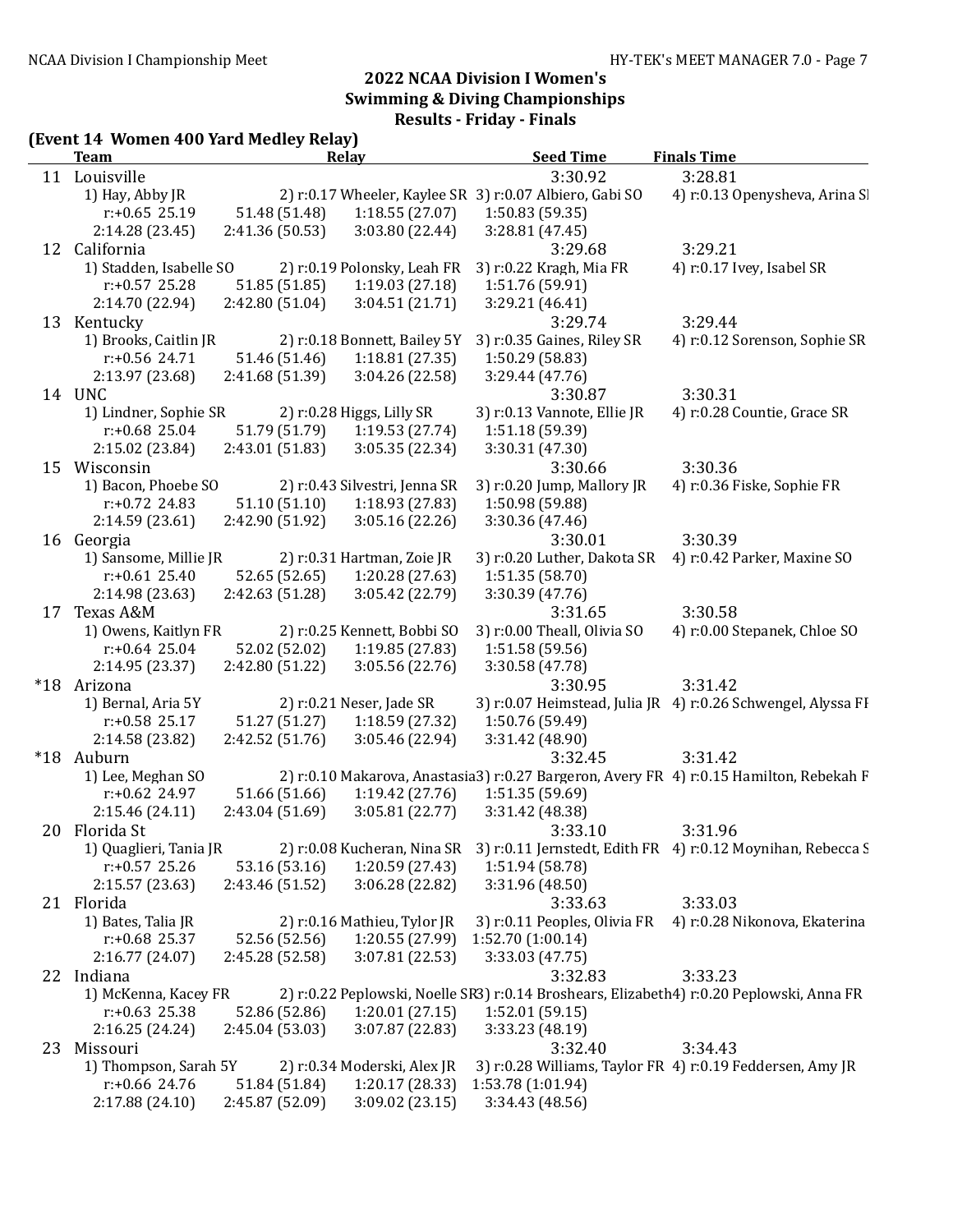## 2022 NCAA Division I Women's Swimming & Diving Championships

### Results - Friday - Finals

**(Event 14 Women 400 Yard Medley Relay)**

| Team | Relay | Seed Time | Finals Time |
|---|---|---|---|
| 11 Louisville | | 3:30.92 | 3:28.81 |
| 1) Hay, Abby JR | 2) r:0.17 Wheeler, Kaylee SR | 3) r:0.07 Albiero, Gabi SO | 4) r:0.13 Openysheva, Arina SR |
| r:+0.65 25.19 | 51.48 (51.48) | 1:18.55 (27.07) | 1:50.83 (59.35) |
| 2:14.28 (23.45) | 2:41.36 (50.53) | 3:03.80 (22.44) | 3:28.81 (47.45) |
| 12 California | | 3:29.68 | 3:29.21 |
| 1) Stadden, Isabelle SO | 2) r:0.19 Polonsky, Leah FR | 3) r:0.22 Kragh, Mia FR | 4) r:0.17 Ivey, Isabel SR |
| r:+0.57 25.28 | 51.85 (51.85) | 1:19.03 (27.18) | 1:51.76 (59.91) |
| 2:14.70 (22.94) | 2:42.80 (51.04) | 3:04.51 (21.71) | 3:29.21 (46.41) |
| 13 Kentucky | | 3:29.74 | 3:29.44 |
| 1) Brooks, Caitlin JR | 2) r:0.18 Bonnett, Bailey 5Y | 3) r:0.35 Gaines, Riley SR | 4) r:0.12 Sorenson, Sophie SR |
| r:+0.56 24.71 | 51.46 (51.46) | 1:18.81 (27.35) | 1:50.29 (58.83) |
| 2:13.97 (23.68) | 2:41.68 (51.39) | 3:04.26 (22.58) | 3:29.44 (47.76) |
| 14 UNC | | 3:30.87 | 3:30.31 |
| 1) Lindner, Sophie SR | 2) r:0.28 Higgs, Lilly SR | 3) r:0.13 Vannote, Ellie JR | 4) r:0.28 Countie, Grace SR |
| r:+0.68 25.04 | 51.79 (51.79) | 1:19.53 (27.74) | 1:51.18 (59.39) |
| 2:15.02 (23.84) | 2:43.01 (51.83) | 3:05.35 (22.34) | 3:30.31 (47.30) |
| 15 Wisconsin | | 3:30.66 | 3:30.36 |
| 1) Bacon, Phoebe SO | 2) r:0.43 Silvestri, Jenna SR | 3) r:0.20 Jump, Mallory JR | 4) r:0.36 Fiske, Sophie FR |
| r:+0.72 24.83 | 51.10 (51.10) | 1:18.93 (27.83) | 1:50.98 (59.88) |
| 2:14.59 (23.61) | 2:42.90 (51.92) | 3:05.16 (22.26) | 3:30.36 (47.46) |
| 16 Georgia | | 3:30.01 | 3:30.39 |
| 1) Sansome, Millie JR | 2) r:0.31 Hartman, Zoie JR | 3) r:0.20 Luther, Dakota SR | 4) r:0.42 Parker, Maxine SO |
| r:+0.61 25.40 | 52.65 (52.65) | 1:20.28 (27.63) | 1:51.35 (58.70) |
| 2:14.98 (23.63) | 2:42.63 (51.28) | 3:05.42 (22.79) | 3:30.39 (47.76) |
| 17 Texas A&M | | 3:31.65 | 3:30.58 |
| 1) Owens, Kaitlyn FR | 2) r:0.25 Kennett, Bobbi SO | 3) r:0.00 Theall, Olivia SO | 4) r:0.00 Stepanek, Chloe SO |
| r:+0.64 25.04 | 52.02 (52.02) | 1:19.85 (27.83) | 1:51.58 (59.56) |
| 2:14.95 (23.37) | 2:42.80 (51.22) | 3:05.56 (22.76) | 3:30.58 (47.78) |
| *18 Arizona | | 3:30.95 | 3:31.42 |
| 1) Bernal, Aria 5Y | 2) r:0.21 Neser, Jade SR | 3) r:0.07 Heimstead, Julia JR | 4) r:0.26 Schwengel, Alyssa FR |
| r:+0.58 25.17 | 51.27 (51.27) | 1:18.59 (27.32) | 1:50.76 (59.49) |
| 2:14.58 (23.82) | 2:42.52 (51.76) | 3:05.46 (22.94) | 3:31.42 (48.90) |
| *18 Auburn | | 3:32.45 | 3:31.42 |
| 1) Lee, Meghan SO | 2) r:0.10 Makarova, Anastasia | 3) r:0.27 Bargeron, Avery FR | 4) r:0.15 Hamilton, Rebekah F |
| r:+0.62 24.97 | 51.66 (51.66) | 1:19.42 (27.76) | 1:51.35 (59.69) |
| 2:15.46 (24.11) | 2:43.04 (51.69) | 3:05.81 (22.77) | 3:31.42 (48.38) |
| 20 Florida St | | 3:33.10 | 3:31.96 |
| 1) Quaglieri, Tania JR | 2) r:0.08 Kucheran, Nina SR | 3) r:0.11 Jernstedt, Edith FR | 4) r:0.12 Moynihan, Rebecca S |
| r:+0.57 25.26 | 53.16 (53.16) | 1:20.59 (27.43) | 1:51.94 (58.78) |
| 2:15.57 (23.63) | 2:43.46 (51.52) | 3:06.28 (22.82) | 3:31.96 (48.50) |
| 21 Florida | | 3:33.63 | 3:33.03 |
| 1) Bates, Talia JR | 2) r:0.16 Mathieu, Tylor JR | 3) r:0.11 Peoples, Olivia FR | 4) r:0.28 Nikonova, Ekaterina |
| r:+0.68 25.37 | 52.56 (52.56) | 1:20.55 (27.99) | 1:52.70 (1:00.14) |
| 2:16.77 (24.07) | 2:45.28 (52.58) | 3:07.81 (22.53) | 3:33.03 (47.75) |
| 22 Indiana | | 3:32.83 | 3:33.23 |
| 1) McKenna, Kacey FR | 2) r:0.22 Peplowski, Noelle SR | 3) r:0.14 Broshears, Elizabeth | 4) r:0.20 Peplowski, Anna FR |
| r:+0.63 25.38 | 52.86 (52.86) | 1:20.01 (27.15) | 1:52.01 (59.15) |
| 2:16.25 (24.24) | 2:45.04 (53.03) | 3:07.87 (22.83) | 3:33.23 (48.19) |
| 23 Missouri | | 3:32.40 | 3:34.43 |
| 1) Thompson, Sarah 5Y | 2) r:0.34 Moderski, Alex JR | 3) r:0.28 Williams, Taylor FR | 4) r:0.19 Feddersen, Amy JR |
| r:+0.66 24.76 | 51.84 (51.84) | 1:20.17 (28.33) | 1:53.78 (1:01.94) |
| 2:17.88 (24.10) | 2:45.87 (52.09) | 3:09.02 (23.15) | 3:34.43 (48.56) |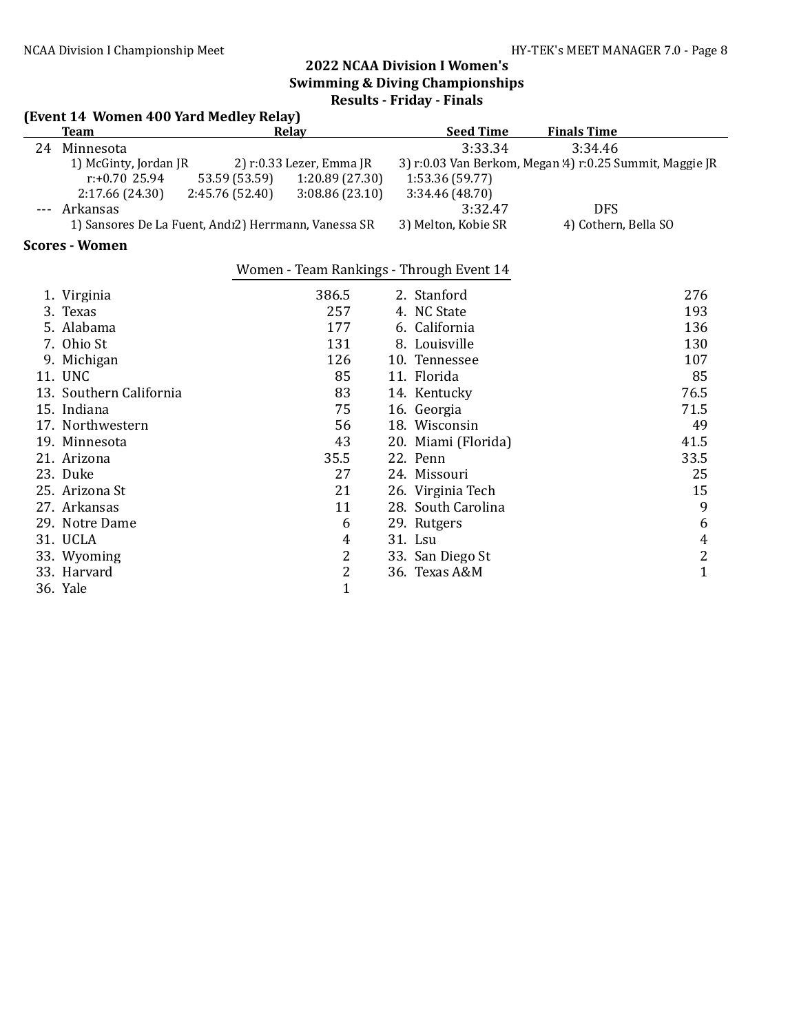## 2022 NCAA Division I Women's Swimming & Diving Championships

### Results - Friday - Finals

**(Event 14 Women 400 Yard Medley Relay)**

| Team | Relay | | | Seed Time | Finals Time |
|---|---|---|---|---|---|
| 24 Minnesota | | | | 3:33.34 | 3:34.46 |
| 1) McGinty, Jordan JR | 2) r:0.33 Lezer, Emma JR | | 3) r:0.03 Van Berkom, Megan ! | 4) r:0.25 Summit, Maggie JR | |
| r:+0.70 25.94 | 53.59 (53.59) | 1:20.89 (27.30) | 1:53.36 (59.77) | | |
| 2:17.66 (24.30) | 2:45.76 (52.40) | 3:08.86 (23.10) | 3:34.46 (48.70) | | |
| --- Arkansas | | | | 3:32.47 | DFS |
| 1) Sansores De La Fuent, Andı | 2) Herrmann, Vanessa SR | | 3) Melton, Kobie SR | 4) Cothern, Bella SO | |

### Scores - Women

Women - Team Rankings - Through Event 14

| | | | |
|---|---|---|---|
| 1. Virginia | 386.5 | 2. Stanford | 276 |
| 3. Texas | 257 | 4. NC State | 193 |
| 5. Alabama | 177 | 6. California | 136 |
| 7. Ohio St | 131 | 8. Louisville | 130 |
| 9. Michigan | 126 | 10. Tennessee | 107 |
| 11. UNC | 85 | 11. Florida | 85 |
| 13. Southern California | 83 | 14. Kentucky | 76.5 |
| 15. Indiana | 75 | 16. Georgia | 71.5 |
| 17. Northwestern | 56 | 18. Wisconsin | 49 |
| 19. Minnesota | 43 | 20. Miami (Florida) | 41.5 |
| 21. Arizona | 35.5 | 22. Penn | 33.5 |
| 23. Duke | 27 | 24. Missouri | 25 |
| 25. Arizona St | 21 | 26. Virginia Tech | 15 |
| 27. Arkansas | 11 | 28. South Carolina | 9 |
| 29. Notre Dame | 6 | 29. Rutgers | 6 |
| 31. UCLA | 4 | 31. Lsu | 4 |
| 33. Wyoming | 2 | 33. San Diego St | 2 |
| 33. Harvard | 2 | 36. Texas A&M | 1 |
| 36. Yale | 1 | | |